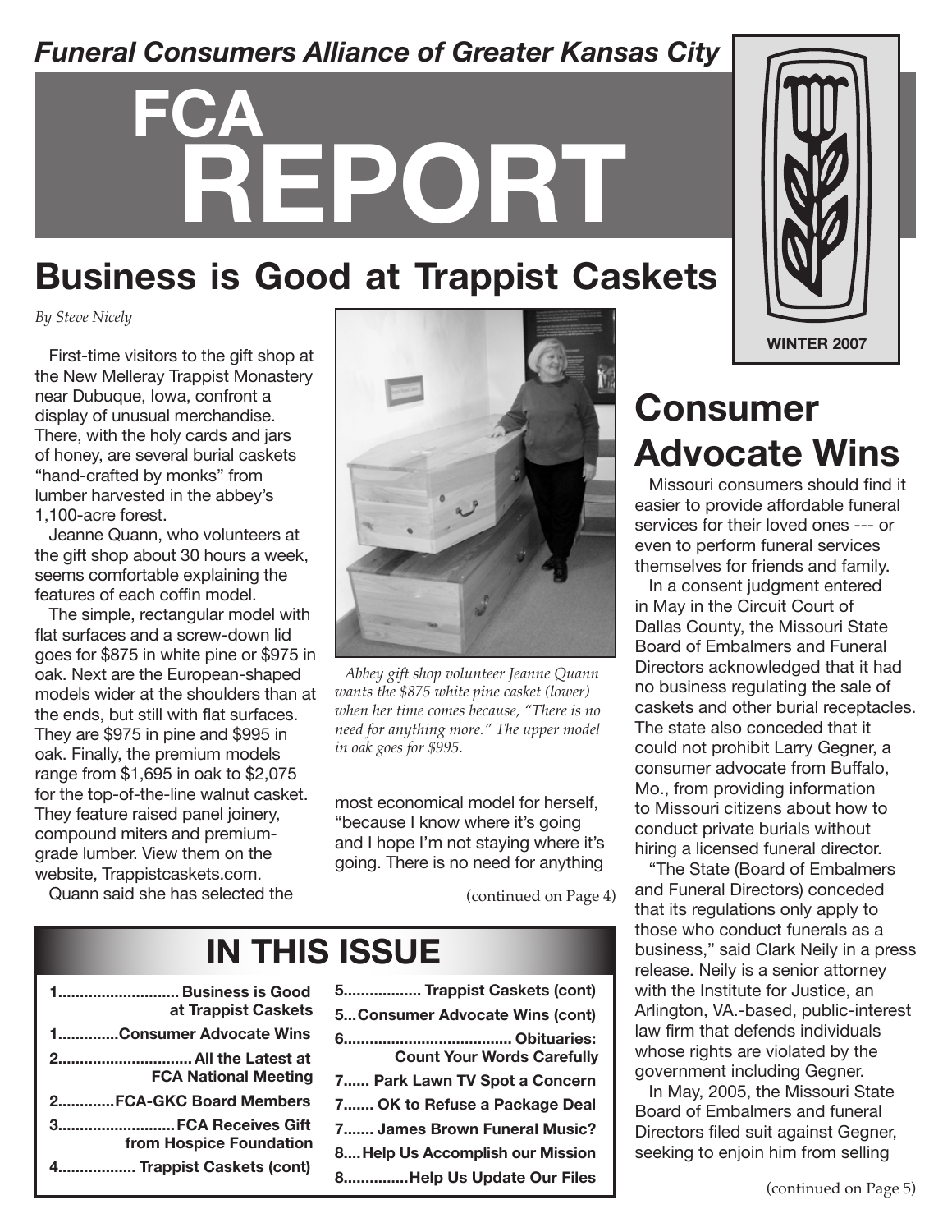*Funeral Consumers Alliance of Greater Kansas City*

# FCA REPORT

**WINTER 2007**

## Business is Good at Trappist Caskets

*By Steve Nicely*

First-time visitors to the gift shop at the New Melleray Trappist Monastery near Dubuque, Iowa, confront a display of unusual merchandise. There, with the holy cards and jars of honey, are several burial caskets "hand-crafted by monks" from lumber harvested in the abbey's 1,100-acre forest.

Jeanne Quann, who volunteers at the gift shop about 30 hours a week, seems comfortable explaining the features of each coffin model.

The simple, rectangular model with flat surfaces and a screw-down lid goes for $875 in white pine or $975 in oak. Next are the European-shaped models wider at the shoulders than at the ends, but still with flat surfaces. They are $975 in pine and $995 in oak. Finally, the premium models range from $1,695 in oak to $2,075 for the top-of-the-line walnut casket. They feature raised panel joinery, compound miters and premium-grade lumber. View them on the website, Trappistcaskets.com.

Quann said she has selected the most economical model for herself, "because I know where it's going and I hope I'm not staying where it's going. There is no need for anything

(continued on Page 4)

*Abbey gift shop volunteer Jeanne Quann wants the $875 white pine casket (lower) when her time comes because, "There is no need for anything more." The upper model in oak goes for $995.*

## Consumer Advocate Wins

Missouri consumers should find it easier to provide affordable funeral services for their loved ones --- or even to perform funeral services themselves for friends and family.

In a consent judgment entered in May in the Circuit Court of Dallas County, the Missouri State Board of Embalmers and Funeral Directors acknowledged that it had no business regulating the sale of caskets and other burial receptacles. The state also conceded that it could not prohibit Larry Gegner, a consumer advocate from Buffalo, Mo., from providing information to Missouri citizens about how to conduct private burials without hiring a licensed funeral director.

"The State (Board of Embalmers and Funeral Directors) conceded that its regulations only apply to those who conduct funerals as a business," said Clark Neily in a press release. Neily is a senior attorney with the Institute for Justice, an Arlington, VA.-based, public-interest law firm that defends individuals whose rights are violated by the government including Gegner.

In May, 2005, the Missouri State Board of Embalmers and funeral Directors filed suit against Gegner, seeking to enjoin him from selling

(continued on Page 5)

## IN THIS ISSUE

- 1 ... **Business is Good at Trappist Caskets**
- 1 ... **Consumer Advocate Wins**
- 2 ... **All the Latest at FCA National Meeting**
- 2 ... **FCA-GKC Board Members**
- 3 ... **FCA Receives Gift from Hospice Foundation**
- 4 ... **Trappist Caskets (cont)**
- 5 ... **Trappist Caskets (cont)**
- 5 ... **Consumer Advocate Wins (cont)**
- 6 ... **Obituaries: Count Your Words Carefully**
- 7 ... **Park Lawn TV Spot a Concern**
- 7 ... **OK to Refuse a Package Deal**
- 7 ... **James Brown Funeral Music?**
- 8 ... **Help Us Accomplish our Mission**
- 8 ... **Help Us Update Our Files**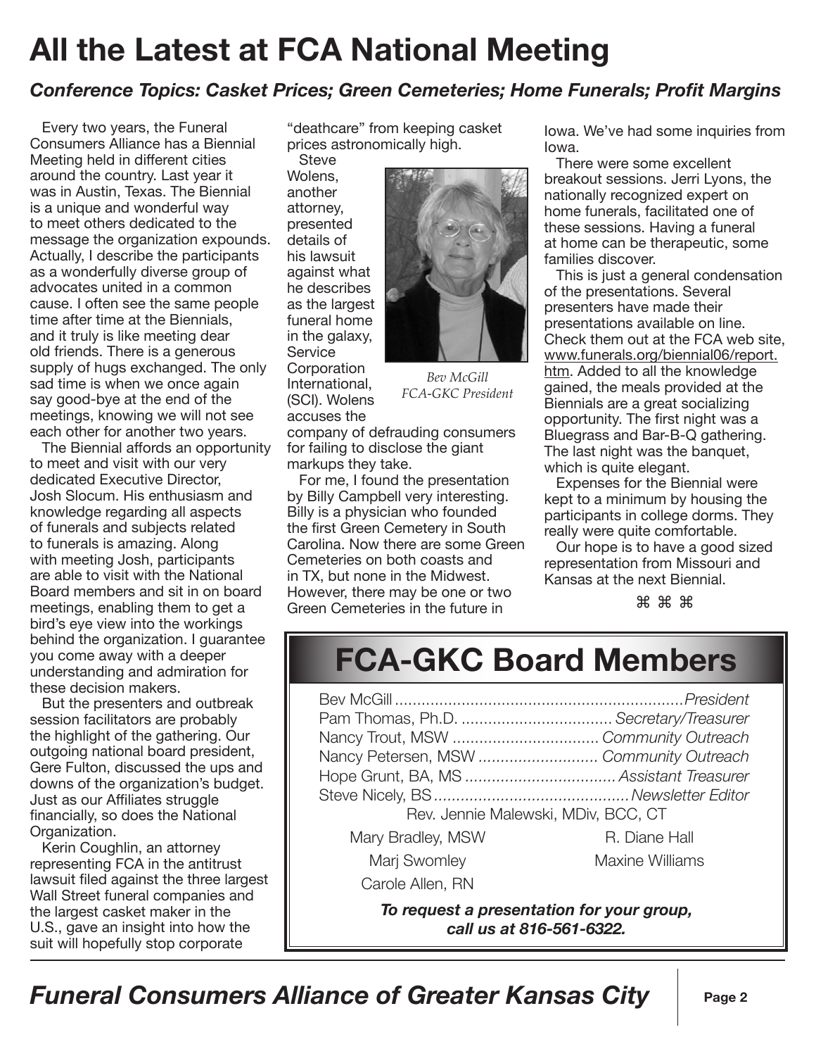# All the Latest at FCA National Meeting

### *Conference Topics: Casket Prices; Green Cemeteries; Home Funerals; Profit Margins*

Every two years, the Funeral Consumers Alliance has a Biennial Meeting held in different cities around the country. Last year it was in Austin, Texas. The Biennial is a unique and wonderful way to meet others dedicated to the message the organization expounds. Actually, I describe the participants as a wonderfully diverse group of advocates united in a common cause. I often see the same people time after time at the Biennials, and it truly is like meeting dear old friends. There is a generous supply of hugs exchanged. The only sad time is when we once again say good-bye at the end of the meetings, knowing we will not see each other for another two years.

The Biennial affords an opportunity to meet and visit with our very dedicated Executive Director, Josh Slocum. His enthusiasm and knowledge regarding all aspects of funerals and subjects related to funerals is amazing. Along with meeting Josh, participants are able to visit with the National Board members and sit in on board meetings, enabling them to get a bird's eye view into the workings behind the organization. I guarantee you come away with a deeper understanding and admiration for these decision makers.

But the presenters and outbreak session facilitators are probably the highlight of the gathering. Our outgoing national board president, Gere Fulton, discussed the ups and downs of the organization's budget. Just as our Affiliates struggle financially, so does the National Organization.

Kerin Coughlin, an attorney representing FCA in the antitrust lawsuit filed against the three largest Wall Street funeral companies and the largest casket maker in the U.S., gave an insight into how the suit will hopefully stop corporate "deathcare" from keeping casket prices astronomically high.

Steve Wolens, another attorney, presented details of his lawsuit against what he describes as the largest funeral home in the galaxy, Service Corporation International, (SCI). Wolens accuses the company of defrauding consumers for failing to disclose the giant markups they take.

*Bev McGill*
*FCA-GKC President*

For me, I found the presentation by Billy Campbell very interesting. Billy is a physician who founded the first Green Cemetery in South Carolina. Now there are some Green Cemeteries on both coasts and in TX, but none in the Midwest. However, there may be one or two Green Cemeteries in the future in Iowa. We've had some inquiries from Iowa.

There were some excellent breakout sessions. Jerri Lyons, the nationally recognized expert on home funerals, facilitated one of these sessions. Having a funeral at home can be therapeutic, some families discover.

This is just a general condensation of the presentations. Several presenters have made their presentations available on line. Check them out at the FCA web site, www.funerals.org/biennial06/report.htm. Added to all the knowledge gained, the meals provided at the Biennials are a great socializing opportunity. The first night was a Bluegrass and Bar-B-Q gathering. The last night was the banquet, which is quite elegant.

Expenses for the Biennial were kept to a minimum by housing the participants in college dorms. They really were quite comfortable.

Our hope is to have a good sized representation from Missouri and Kansas at the next Biennial.

⌘ ⌘ ⌘

## FCA-GKC Board Members

Bev McGill ........ *President*
Pam Thomas, Ph.D. ........ *Secretary/Treasurer*
Nancy Trout, MSW ........ *Community Outreach*
Nancy Petersen, MSW ........ *Community Outreach*
Hope Grunt, BA, MS ........ *Assistant Treasurer*
Steve Nicely, BS ........ *Newsletter Editor*

Rev. Jennie Malewski, MDiv, BCC, CT

Mary Bradley, MSW
R. Diane Hall
Marj Swomley
Maxine Williams
Carole Allen, RN

***To request a presentation for your group, call us at 816-561-6322.***

***Funeral Consumers Alliance of Greater Kansas City***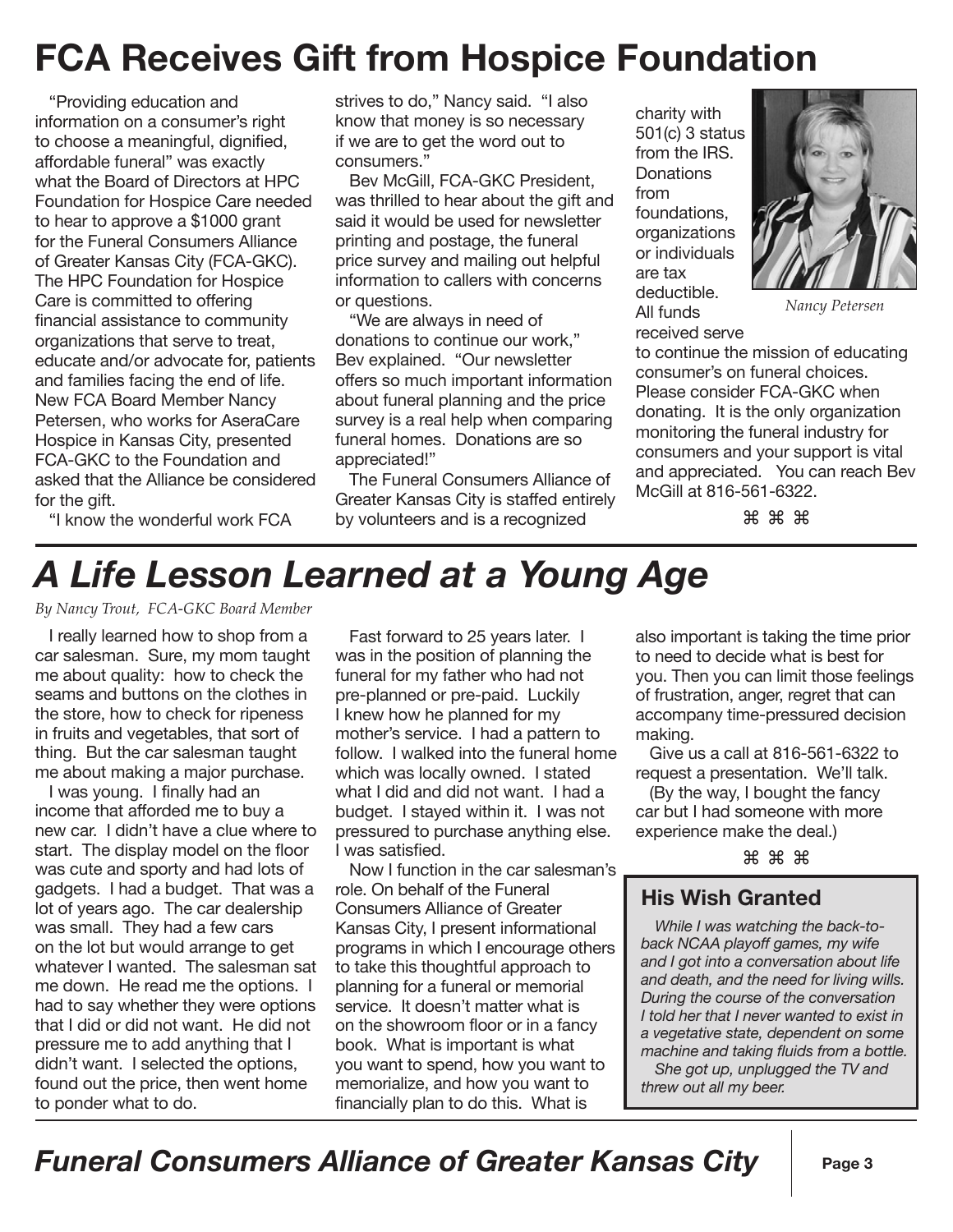# FCA Receives Gift from Hospice Foundation

"Providing education and information on a consumer's right to choose a meaningful, dignified, affordable funeral" was exactly what the Board of Directors at HPC Foundation for Hospice Care needed to hear to approve a $1000 grant for the Funeral Consumers Alliance of Greater Kansas City (FCA-GKC). The HPC Foundation for Hospice Care is committed to offering financial assistance to community organizations that serve to treat, educate and/or advocate for, patients and families facing the end of life. New FCA Board Member Nancy Petersen, who works for AseraCare Hospice in Kansas City, presented FCA-GKC to the Foundation and asked that the Alliance be considered for the gift.

"I know the wonderful work FCA strives to do," Nancy said. "I also know that money is so necessary if we are to get the word out to consumers."

Bev McGill, FCA-GKC President, was thrilled to hear about the gift and said it would be used for newsletter printing and postage, the funeral price survey and mailing out helpful information to callers with concerns or questions.

"We are always in need of donations to continue our work," Bev explained. "Our newsletter offers so much important information about funeral planning and the price survey is a real help when comparing funeral homes. Donations are so appreciated!"

The Funeral Consumers Alliance of Greater Kansas City is staffed entirely by volunteers and is a recognized charity with 501(c) 3 status from the IRS. Donations from foundations, organizations or individuals are tax deductible. All funds received serve to continue the mission of educating consumer's on funeral choices. Please consider FCA-GKC when donating. It is the only organization monitoring the funeral industry for consumers and your support is vital and appreciated. You can reach Bev McGill at 816-561-6322.

*Nancy Petersen*

⌘ ⌘ ⌘

# *A Life Lesson Learned at a Young Age*

*By Nancy Trout, FCA-GKC Board Member*

I really learned how to shop from a car salesman. Sure, my mom taught me about quality: how to check the seams and buttons on the clothes in the store, how to check for ripeness in fruits and vegetables, that sort of thing. But the car salesman taught me about making a major purchase.

I was young. I finally had an income that afforded me to buy a new car. I didn't have a clue where to start. The display model on the floor was cute and sporty and had lots of gadgets. I had a budget. That was a lot of years ago. The car dealership was small. They had a few cars on the lot but would arrange to get whatever I wanted. The salesman sat me down. He read me the options. I had to say whether they were options that I did or did not want. He did not pressure me to add anything that I didn't want. I selected the options, found out the price, then went home to ponder what to do.

Fast forward to 25 years later. I was in the position of planning the funeral for my father who had not pre-planned or pre-paid. Luckily I knew how he planned for my mother's service. I had a pattern to follow. I walked into the funeral home which was locally owned. I stated what I did and did not want. I had a budget. I stayed within it. I was not pressured to purchase anything else. I was satisfied.

Now I function in the car salesman's role. On behalf of the Funeral Consumers Alliance of Greater Kansas City, I present informational programs in which I encourage others to take this thoughtful approach to planning for a funeral or memorial service. It doesn't matter what is on the showroom floor or in a fancy book. What is important is what you want to spend, how you want to memorialize, and how you want to financially plan to do this. What is also important is taking the time prior to need to decide what is best for you. Then you can limit those feelings of frustration, anger, regret that can accompany time-pressured decision making.

Give us a call at 816-561-6322 to request a presentation. We'll talk.

(By the way, I bought the fancy car but I had someone with more experience make the deal.)

⌘ ⌘ ⌘

## His Wish Granted

*While I was watching the back-to-back NCAA playoff games, my wife and I got into a conversation about life and death, and the need for living wills. During the course of the conversation I told her that I never wanted to exist in a vegetative state, dependent on some machine and taking fluids from a bottle.*

*She got up, unplugged the TV and threw out all my beer.*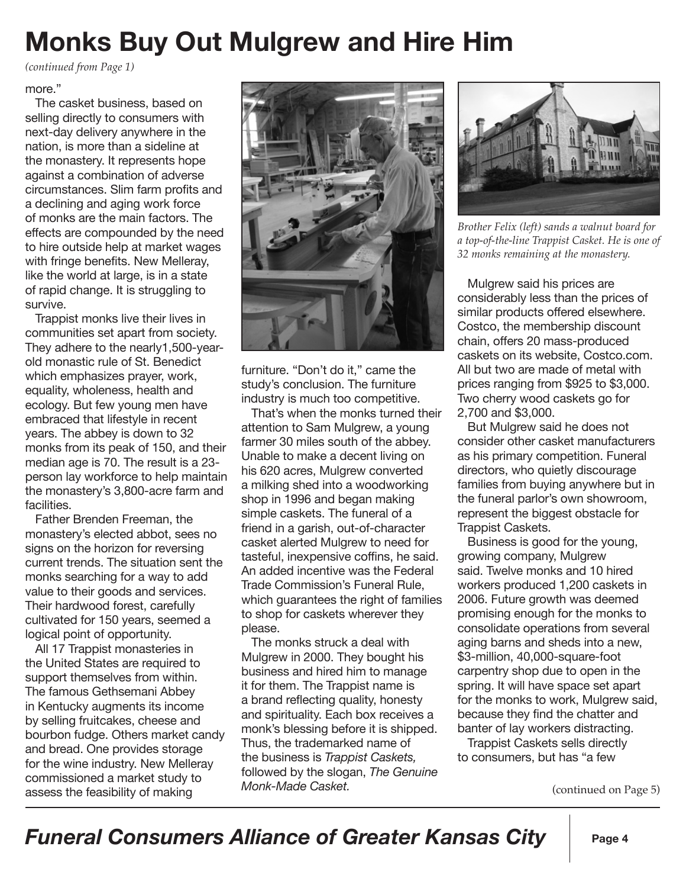# Monks Buy Out Mulgrew and Hire Him

*(continued from Page 1)*

more."

The casket business, based on selling directly to consumers with next-day delivery anywhere in the nation, is more than a sideline at the monastery. It represents hope against a combination of adverse circumstances. Slim farm profits and a declining and aging work force of monks are the main factors. The effects are compounded by the need to hire outside help at market wages with fringe benefits. New Melleray, like the world at large, is in a state of rapid change. It is struggling to survive.

Trappist monks live their lives in communities set apart from society. They adhere to the nearly1,500-year-old monastic rule of St. Benedict which emphasizes prayer, work, equality, wholeness, health and ecology. But few young men have embraced that lifestyle in recent years. The abbey is down to 32 monks from its peak of 150, and their median age is 70. The result is a 23-person lay workforce to help maintain the monastery's 3,800-acre farm and facilities.

Father Brenden Freeman, the monastery's elected abbot, sees no signs on the horizon for reversing current trends. The situation sent the monks searching for a way to add value to their goods and services. Their hardwood forest, carefully cultivated for 150 years, seemed a logical point of opportunity.

All 17 Trappist monasteries in the United States are required to support themselves from within. The famous Gethsemani Abbey in Kentucky augments its income by selling fruitcakes, cheese and bourbon fudge. Others market candy and bread. One provides storage for the wine industry. New Melleray commissioned a market study to assess the feasibility of making furniture. "Don't do it," came the study's conclusion. The furniture industry is much too competitive.

That's when the monks turned their attention to Sam Mulgrew, a young farmer 30 miles south of the abbey. Unable to make a decent living on his 620 acres, Mulgrew converted a milking shed into a woodworking shop in 1996 and began making simple caskets. The funeral of a friend in a garish, out-of-character casket alerted Mulgrew to need for tasteful, inexpensive coffins, he said. An added incentive was the Federal Trade Commission's Funeral Rule, which guarantees the right of families to shop for caskets wherever they please.

The monks struck a deal with Mulgrew in 2000. They bought his business and hired him to manage it for them. The Trappist name is a brand reflecting quality, honesty and spirituality. Each box receives a monk's blessing before it is shipped. Thus, the trademarked name of the business is *Trappist Caskets,* followed by the slogan, *The Genuine Monk-Made Casket.*

*Brother Felix (left) sands a walnut board for a top-of-the-line Trappist Casket. He is one of 32 monks remaining at the monastery.*

Mulgrew said his prices are considerably less than the prices of similar products offered elsewhere. Costco, the membership discount chain, offers 20 mass-produced caskets on its website, Costco.com. All but two are made of metal with prices ranging from $925 to $3,000. Two cherry wood caskets go for 2,700 and $3,000.

But Mulgrew said he does not consider other casket manufacturers as his primary competition. Funeral directors, who quietly discourage families from buying anywhere but in the funeral parlor's own showroom, represent the biggest obstacle for Trappist Caskets.

Business is good for the young, growing company, Mulgrew said. Twelve monks and 10 hired workers produced 1,200 caskets in 2006. Future growth was deemed promising enough for the monks to consolidate operations from several aging barns and sheds into a new, $3-million, 40,000-square-foot carpentry shop due to open in the spring. It will have space set apart for the monks to work, Mulgrew said, because they find the chatter and banter of lay workers distracting.

Trappist Caskets sells directly to consumers, but has "a few

(continued on Page 5)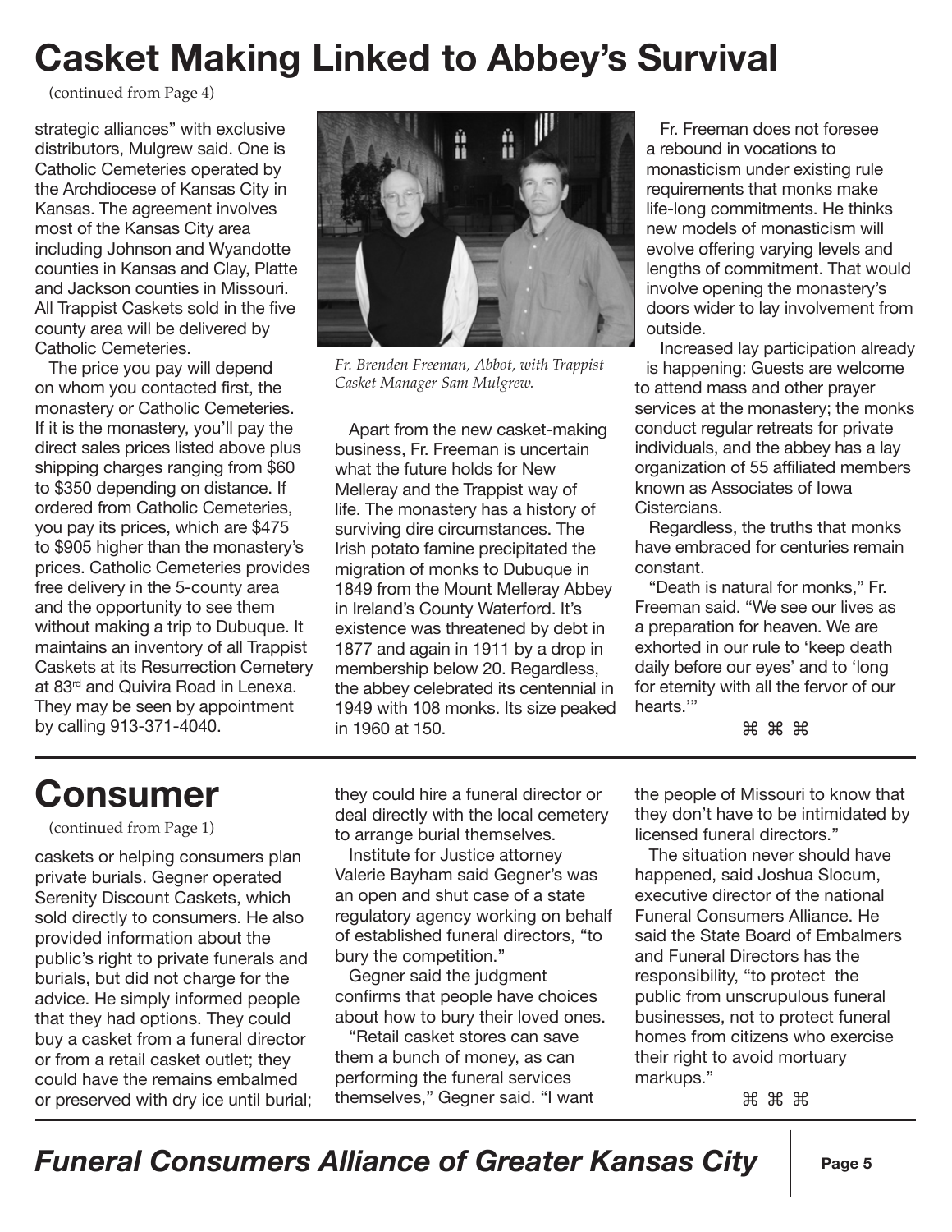# Casket Making Linked to Abbey's Survival

(continued from Page 4)

strategic alliances" with exclusive distributors, Mulgrew said. One is Catholic Cemeteries operated by the Archdiocese of Kansas City in Kansas. The agreement involves most of the Kansas City area including Johnson and Wyandotte counties in Kansas and Clay, Platte and Jackson counties in Missouri. All Trappist Caskets sold in the five county area will be delivered by Catholic Cemeteries.

The price you pay will depend on whom you contacted first, the monastery or Catholic Cemeteries. If it is the monastery, you'll pay the direct sales prices listed above plus shipping charges ranging from $60 to $350 depending on distance. If ordered from Catholic Cemeteries, you pay its prices, which are $475 to $905 higher than the monastery's prices. Catholic Cemeteries provides free delivery in the 5-county area and the opportunity to see them without making a trip to Dubuque. It maintains an inventory of all Trappist Caskets at its Resurrection Cemetery at 83rd and Quivira Road in Lenexa. They may be seen by appointment by calling 913-371-4040.

*Fr. Brenden Freeman, Abbot, with Trappist Casket Manager Sam Mulgrew.*

Apart from the new casket-making business, Fr. Freeman is uncertain what the future holds for New Melleray and the Trappist way of life. The monastery has a history of surviving dire circumstances. The Irish potato famine precipitated the migration of monks to Dubuque in 1849 from the Mount Melleray Abbey in Ireland's County Waterford. It's existence was threatened by debt in 1877 and again in 1911 by a drop in membership below 20. Regardless, the abbey celebrated its centennial in 1949 with 108 monks. Its size peaked in 1960 at 150.

Fr. Freeman does not foresee a rebound in vocations to monasticism under existing rule requirements that monks make life-long commitments. He thinks new models of monasticism will evolve offering varying levels and lengths of commitment. That would involve opening the monastery's doors wider to lay involvement from outside.

Increased lay participation already is happening: Guests are welcome to attend mass and other prayer services at the monastery; the monks conduct regular retreats for private individuals, and the abbey has a lay organization of 55 affiliated members known as Associates of Iowa Cistercians.

Regardless, the truths that monks have embraced for centuries remain constant.

"Death is natural for monks," Fr. Freeman said. "We see our lives as a preparation for heaven. We are exhorted in our rule to 'keep death daily before our eyes' and to 'long for eternity with all the fervor of our hearts.'"

⌘ ⌘ ⌘

# Consumer

(continued from Page 1)

caskets or helping consumers plan private burials. Gegner operated Serenity Discount Caskets, which sold directly to consumers. He also provided information about the public's right to private funerals and burials, but did not charge for the advice. He simply informed people that they had options. They could buy a casket from a funeral director or from a retail casket outlet; they could have the remains embalmed or preserved with dry ice until burial; they could hire a funeral director or deal directly with the local cemetery to arrange burial themselves.

Institute for Justice attorney Valerie Bayham said Gegner's was an open and shut case of a state regulatory agency working on behalf of established funeral directors, "to bury the competition."

Gegner said the judgment confirms that people have choices about how to bury their loved ones.

"Retail casket stores can save them a bunch of money, as can performing the funeral services themselves," Gegner said. "I want the people of Missouri to know that they don't have to be intimidated by licensed funeral directors."

The situation never should have happened, said Joshua Slocum, executive director of the national Funeral Consumers Alliance. He said the State Board of Embalmers and Funeral Directors has the responsibility, "to protect the public from unscrupulous funeral businesses, not to protect funeral homes from citizens who exercise their right to avoid mortuary markups."

⌘ ⌘ ⌘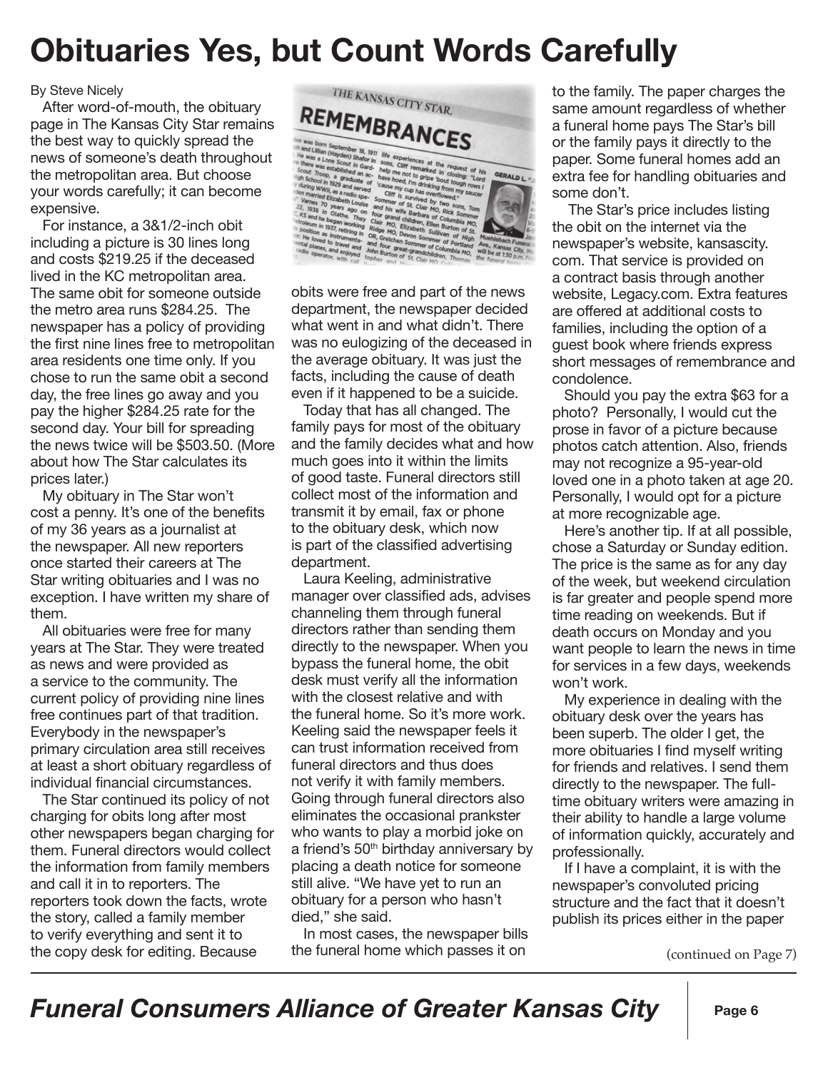# Obituaries Yes, but Count Words Carefully

By Steve Nicely

After word-of-mouth, the obituary page in The Kansas City Star remains the best way to quickly spread the news of someone's death throughout the metropolitan area. But choose your words carefully; it can become expensive.

For instance, a 3&1/2-inch obit including a picture is 30 lines long and costs $219.25 if the deceased lived in the KC metropolitan area. The same obit for someone outside the metro area runs $284.25. The newspaper has a policy of providing the first nine lines free to metropolitan area residents one time only. If you chose to run the same obit a second day, the free lines go away and you pay the higher $284.25 rate for the second day. Your bill for spreading the news twice will be $503.50. (More about how The Star calculates its prices later.)

My obituary in The Star won't cost a penny. It's one of the benefits of my 36 years as a journalist at the newspaper. All new reporters once started their careers at The Star writing obituaries and I was no exception. I have written my share of them.

All obituaries were free for many years at The Star. They were treated as news and were provided as a service to the community. The current policy of providing nine lines free continues part of that tradition. Everybody in the newspaper's primary circulation area still receives at least a short obituary regardless of individual financial circumstances.

The Star continued its policy of not charging for obits long after most other newspapers began charging for them. Funeral directors would collect the information from family members and call it in to reporters. The reporters took down the facts, wrote the story, called a family member to verify everything and sent it to the copy desk for editing. Because obits were free and part of the news department, the newspaper decided what went in and what didn't. There was no eulogizing of the deceased in the average obituary. It was just the facts, including the cause of death even if it happened to be a suicide.

Today that has all changed. The family pays for most of the obituary and the family decides what and how much goes into it within the limits of good taste. Funeral directors still collect most of the information and transmit it by email, fax or phone to the obituary desk, which now is part of the classified advertising department.

Laura Keeling, administrative manager over classified ads, advises channeling them through funeral directors rather than sending them directly to the newspaper. When you bypass the funeral home, the obit desk must verify all the information with the closest relative and with the funeral home. So it's more work. Keeling said the newspaper feels it can trust information received from funeral directors and thus does not verify it with family members. Going through funeral directors also eliminates the occasional prankster who wants to play a morbid joke on a friend's 50th birthday anniversary by placing a death notice for someone still alive. "We have yet to run an obituary for a person who hasn't died," she said.

In most cases, the newspaper bills the funeral home which passes it on to the family. The paper charges the same amount regardless of whether a funeral home pays The Star's bill or the family pays it directly to the paper. Some funeral homes add an extra fee for handling obituaries and some don't.

The Star's price includes listing the obit on the internet via the newspaper's website, kansascity.com. That service is provided on a contract basis through another website, Legacy.com. Extra features are offered at additional costs to families, including the option of a guest book where friends express short messages of remembrance and condolence.

Should you pay the extra $63 for a photo? Personally, I would cut the prose in favor of a picture because photos catch attention. Also, friends may not recognize a 95-year-old loved one in a photo taken at age 20. Personally, I would opt for a picture at more recognizable age.

Here's another tip. If at all possible, chose a Saturday or Sunday edition. The price is the same as for any day of the week, but weekend circulation is far greater and people spend more time reading on weekends. But if death occurs on Monday and you want people to learn the news in time for services in a few days, weekends won't work.

My experience in dealing with the obituary desk over the years has been superb. The older I get, the more obituaries I find myself writing for friends and relatives. I send them directly to the newspaper. The full-time obituary writers were amazing in their ability to handle a large volume of information quickly, accurately and professionally.

If I have a complaint, it is with the newspaper's convoluted pricing structure and the fact that it doesn't publish its prices either in the paper

(continued on Page 7)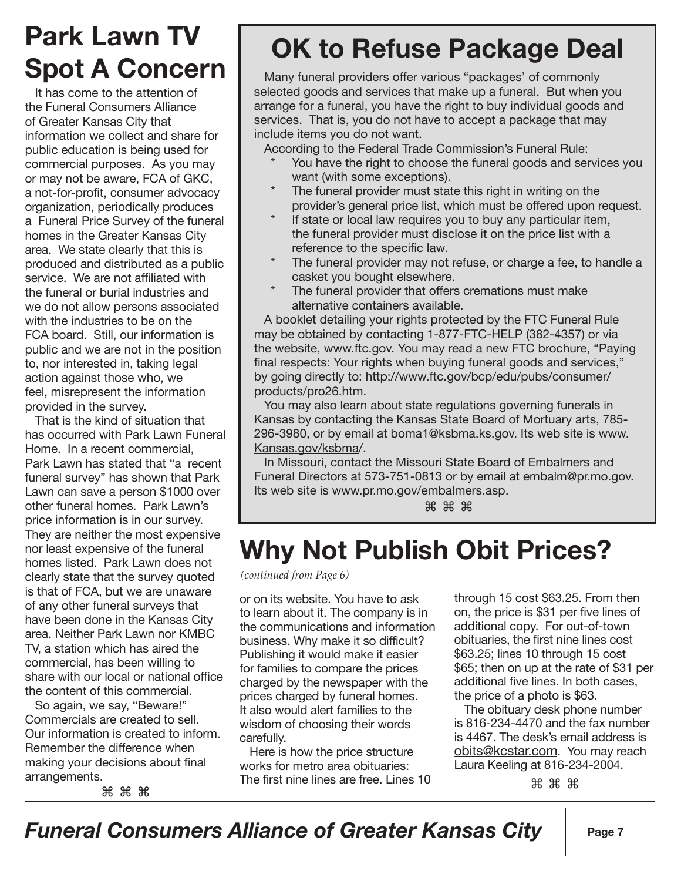# Park Lawn TV Spot A Concern

It has come to the attention of the Funeral Consumers Alliance of Greater Kansas City that information we collect and share for public education is being used for commercial purposes. As you may or may not be aware, FCA of GKC, a not-for-profit, consumer advocacy organization, periodically produces a Funeral Price Survey of the funeral homes in the Greater Kansas City area. We state clearly that this is produced and distributed as a public service. We are not affiliated with the funeral or burial industries and we do not allow persons associated with the industries to be on the FCA board. Still, our information is public and we are not in the position to, nor interested in, taking legal action against those who, we feel, misrepresent the information provided in the survey.

That is the kind of situation that has occurred with Park Lawn Funeral Home. In a recent commercial, Park Lawn has stated that "a recent funeral survey" has shown that Park Lawn can save a person $1000 over other funeral homes. Park Lawn's price information is in our survey. They are neither the most expensive nor least expensive of the funeral homes listed. Park Lawn does not clearly state that the survey quoted is that of FCA, but we are unaware of any other funeral surveys that have been done in the Kansas City area. Neither Park Lawn nor KMBC TV, a station which has aired the commercial, has been willing to share with our local or national office the content of this commercial.

So again, we say, "Beware!" Commercials are created to sell. Our information is created to inform. Remember the difference when making your decisions about final arrangements.

⌘ ⌘ ⌘

# OK to Refuse Package Deal

Many funeral providers offer various "packages' of commonly selected goods and services that make up a funeral. But when you arrange for a funeral, you have the right to buy individual goods and services. That is, you do not have to accept a package that may include items you do not want.

According to the Federal Trade Commission's Funeral Rule:

* You have the right to choose the funeral goods and services you want (with some exceptions).
* The funeral provider must state this right in writing on the provider's general price list, which must be offered upon request.
* If state or local law requires you to buy any particular item, the funeral provider must disclose it on the price list with a reference to the specific law.
* The funeral provider may not refuse, or charge a fee, to handle a casket you bought elsewhere.
* The funeral provider that offers cremations must make alternative containers available.

A booklet detailing your rights protected by the FTC Funeral Rule may be obtained by contacting 1-877-FTC-HELP (382-4357) or via the website, www.ftc.gov. You may read a new FTC brochure, "Paying final respects: Your rights when buying funeral goods and services," by going directly to: http://www.ftc.gov/bcp/edu/pubs/consumer/products/pro26.htm.

You may also learn about state regulations governing funerals in Kansas by contacting the Kansas State Board of Mortuary arts, 785-296-3980, or by email at boma1@ksbma.ks.gov. Its web site is www.Kansas.gov/ksbma/.

In Missouri, contact the Missouri State Board of Embalmers and Funeral Directors at 573-751-0813 or by email at embalm@pr.mo.gov. Its web site is www.pr.mo.gov/embalmers.asp.

⌘ ⌘ ⌘

# Why Not Publish Obit Prices?

*(continued from Page 6)*

or on its website. You have to ask to learn about it. The company is in the communications and information business. Why make it so difficult? Publishing it would make it easier for families to compare the prices charged by the newspaper with the prices charged by funeral homes. It also would alert families to the wisdom of choosing their words carefully.

Here is how the price structure works for metro area obituaries: The first nine lines are free. Lines 10 through 15 cost $63.25. From then on, the price is $31 per five lines of additional copy. For out-of-town obituaries, the first nine lines cost $63.25; lines 10 through 15 cost $65; then on up at the rate of $31 per additional five lines. In both cases, the price of a photo is $63.

The obituary desk phone number is 816-234-4470 and the fax number is 4467. The desk's email address is obits@kcstar.com. You may reach Laura Keeling at 816-234-2004.

⌘ ⌘ ⌘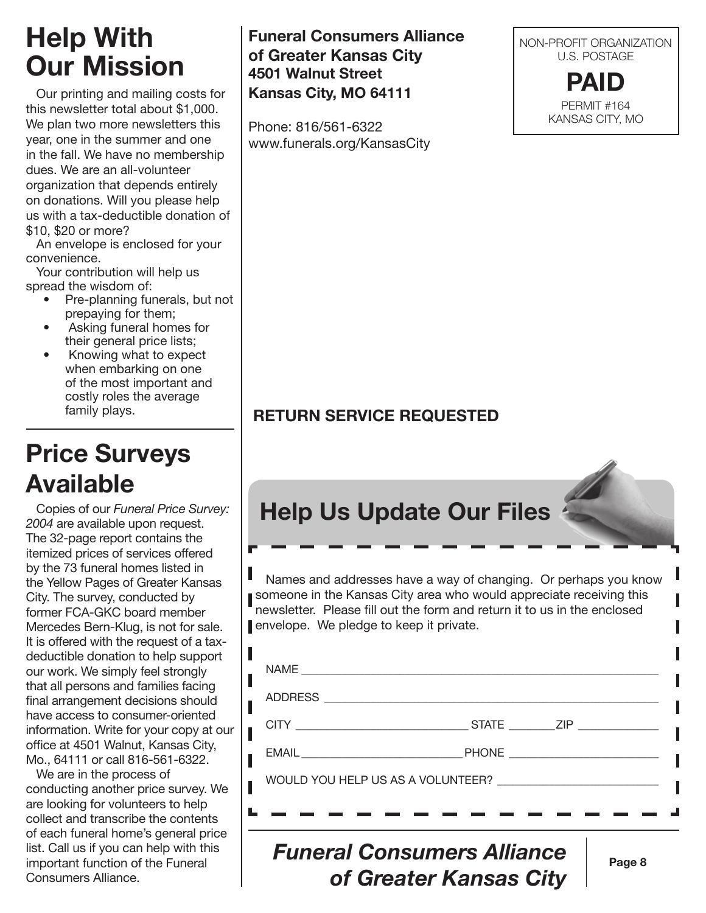# Help With Our Mission

Our printing and mailing costs for this newsletter total about $1,000. We plan two more newsletters this year, one in the summer and one in the fall. We have no membership dues. We are an all-volunteer organization that depends entirely on donations. Will you please help us with a tax-deductible donation of $10, $20 or more?

An envelope is enclosed for your convenience.

Your contribution will help us spread the wisdom of:

- Pre-planning funerals, but not prepaying for them;
- Asking funeral homes for their general price lists;
- Knowing what to expect when embarking on one of the most important and costly roles the average family plays.

# Price Surveys Available

Copies of our *Funeral Price Survey: 2004* are available upon request. The 32-page report contains the itemized prices of services offered by the 73 funeral homes listed in the Yellow Pages of Greater Kansas City. The survey, conducted by former FCA-GKC board member Mercedes Bern-Klug, is not for sale. It is offered with the request of a tax-deductible donation to help support our work. We simply feel strongly that all persons and families facing final arrangement decisions should have access to consumer-oriented information. Write for your copy at our office at 4501 Walnut, Kansas City, Mo., 64111 or call 816-561-6322.

We are in the process of conducting another price survey. We are looking for volunteers to help collect and transcribe the contents of each funeral home's general price list. Call us if you can help with this important function of the Funeral Consumers Alliance.

**Funeral Consumers Alliance of Greater Kansas City**
**4501 Walnut Street**
**Kansas City, MO 64111**

Phone: 816/561-6322
www.funerals.org/KansasCity

NON-PROFIT ORGANIZATION
U.S. POSTAGE
**PAID**
PERMIT #164
KANSAS CITY, MO

**RETURN SERVICE REQUESTED**

## Help Us Update Our Files

Names and addresses have a way of changing. Or perhaps you know someone in the Kansas City area who would appreciate receiving this newsletter. Please fill out the form and return it to us in the enclosed envelope. We pledge to keep it private.

NAME ______________________________

ADDRESS ______________________________

CITY ______________ STATE ________ ZIP ____________

EMAIL ______________ PHONE ______________

WOULD YOU HELP US AS A VOLUNTEER? ______________